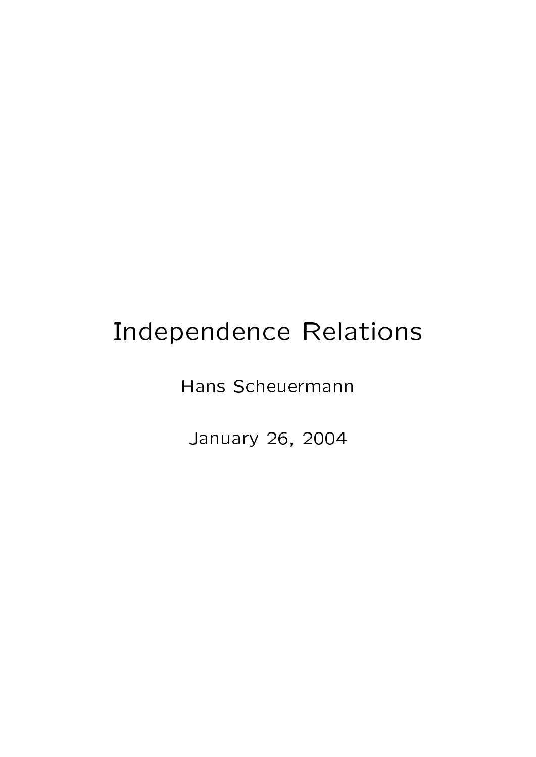# Independence Relations

Hans Scheuermann

January 26, 2004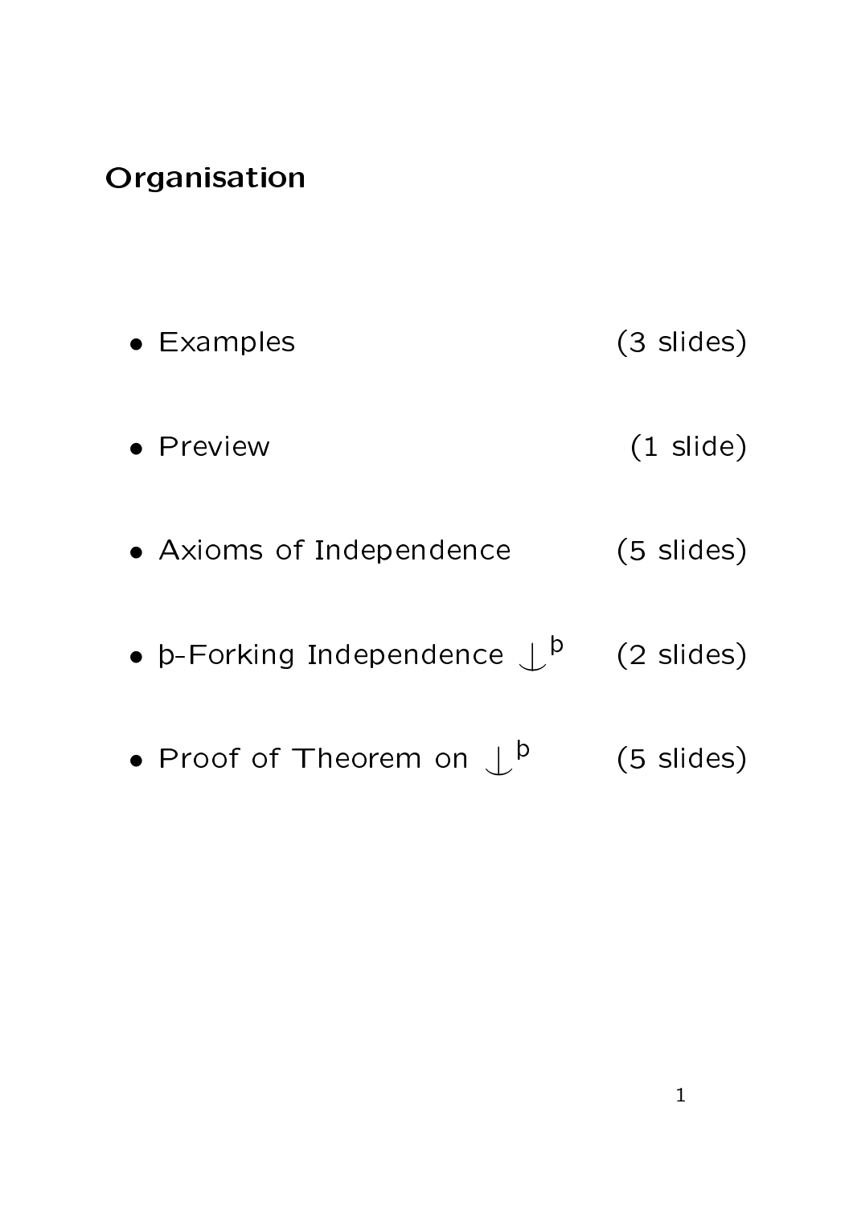## Organisation

- Examples (3 slides)
- Preview (1 slide)
- Axioms of Independence (5 slides)
- þ-Forking Independence $\mathop{\smile\!\!\!\!\!\!|}\nolimits^{þ}$ (2 slides)
- Proof of Theorem on $\mathop{\smile\!\!\!\!\!\!|}\nolimits^{þ}$ (5 slides)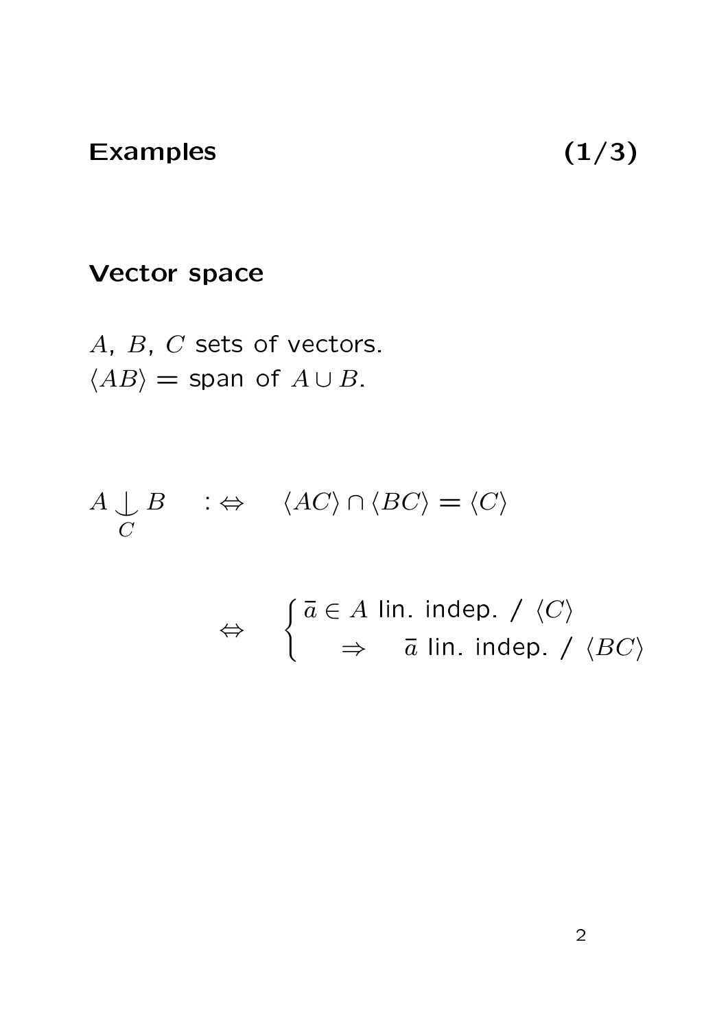## Examples (1/3)

### Vector space

$A$, $B$, $C$ sets of vectors.
$\langle AB \rangle$ = span of $A \cup B$.

$$A \underset{C}{\downarrow} B \quad :\Leftrightarrow \quad \langle AC \rangle \cap \langle BC \rangle = \langle C \rangle$$

$$\Leftrightarrow \quad \begin{cases} \bar{a} \in A \text{ lin. indep. / } \langle C \rangle \\ \quad \Rightarrow \quad \bar{a} \text{ lin. indep. / } \langle BC \rangle \end{cases}$$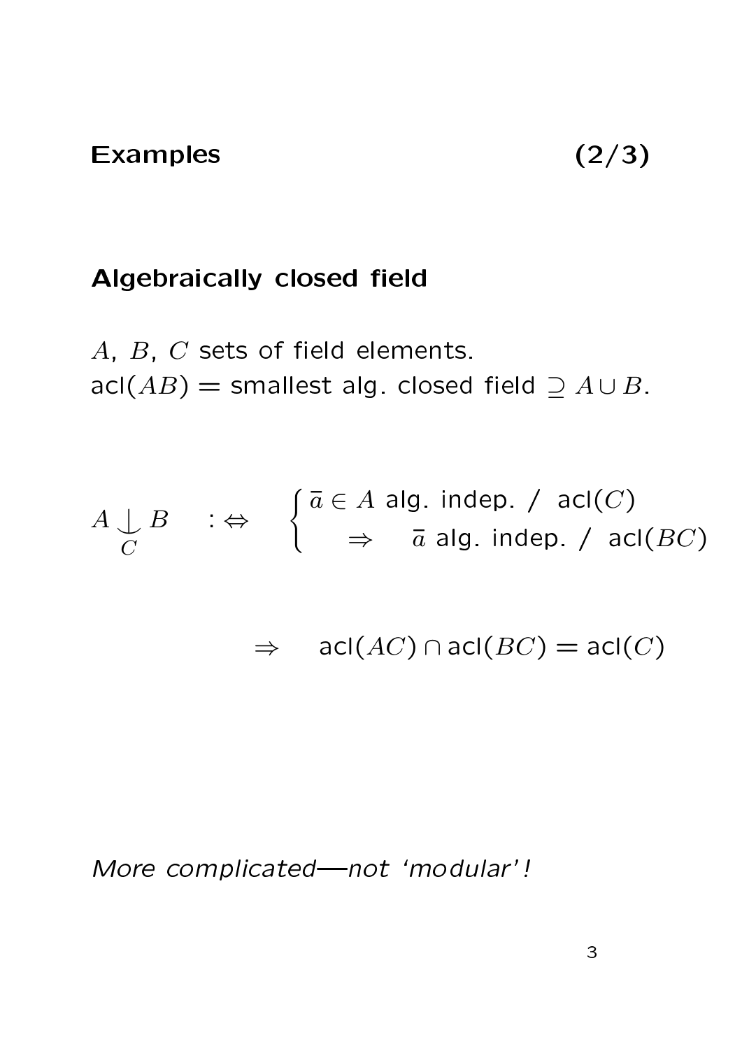## Examples (2/3)

### Algebraically closed field

$A$, $B$, $C$ sets of field elements.
$\mathrm{acl}(AB)$ = smallest alg. closed field $\supseteq A \cup B$.

$$A \underset{C}{\downarrow} B \quad :\Leftrightarrow \quad \begin{cases} \bar{a} \in A \text{ alg. indep. / } \mathrm{acl}(C) \\ \quad \Rightarrow \quad \bar{a} \text{ alg. indep. / } \mathrm{acl}(BC) \end{cases}$$

$$\Rightarrow \quad \mathrm{acl}(AC) \cap \mathrm{acl}(BC) = \mathrm{acl}(C)$$

*More complicated—not 'modular'!*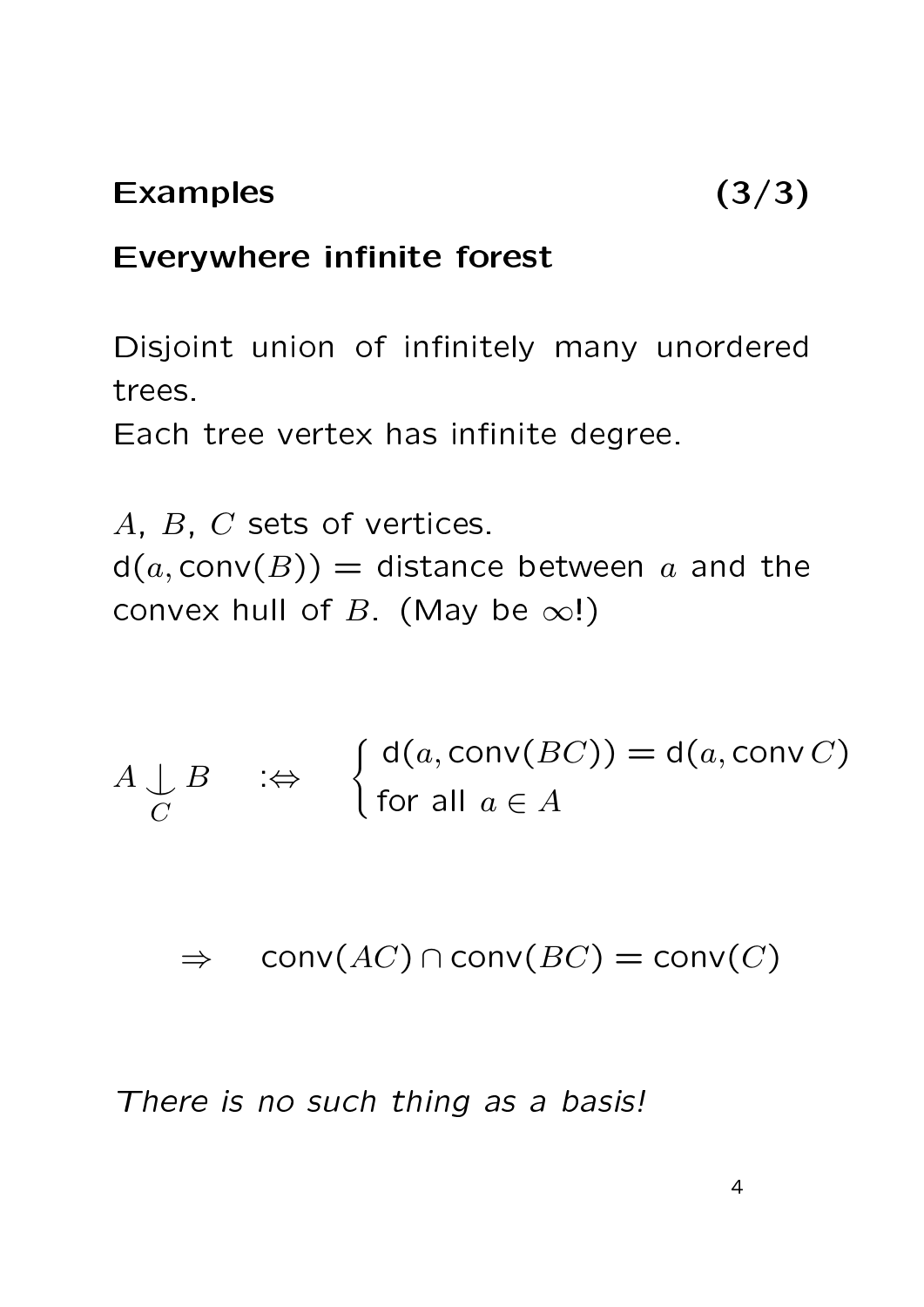## Examples (3/3)

### Everywhere infinite forest

Disjoint union of infinitely many unordered trees.
Each tree vertex has infinite degree.

$A$, $B$, $C$ sets of vertices.
$\mathsf{d}(a, \mathsf{conv}(B))$ = distance between $a$ and the convex hull of $B$. (May be $\infty$!)

$$A \underset{C}{\downarrow} B \quad :\Leftrightarrow \quad \begin{cases} \mathsf{d}(a, \mathsf{conv}(BC)) = \mathsf{d}(a, \mathsf{conv}\, C) \\ \text{for all } a \in A \end{cases}$$

$$\Rightarrow \quad \mathsf{conv}(AC) \cap \mathsf{conv}(BC) = \mathsf{conv}(C)$$

*There is no such thing as a basis!*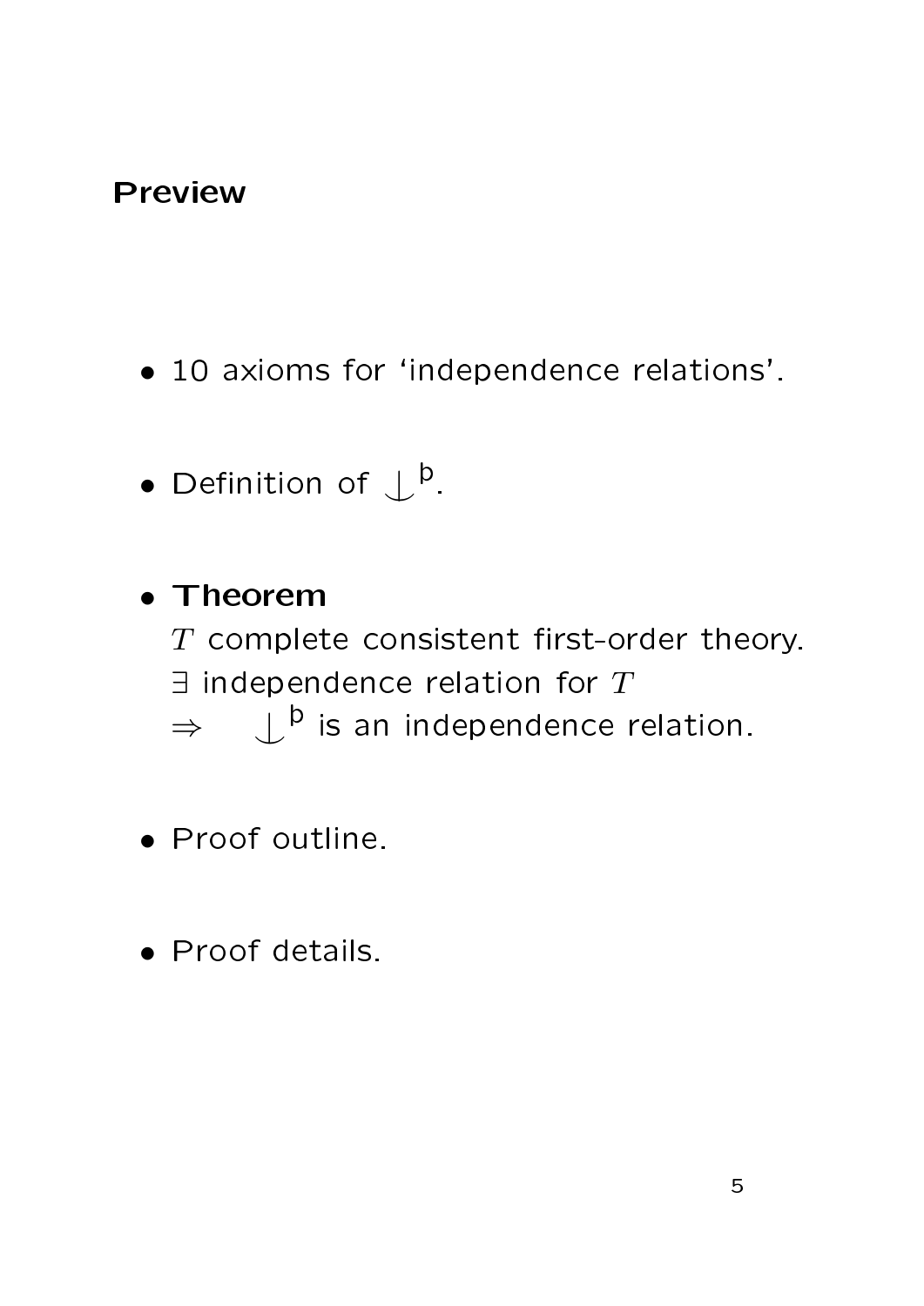**Preview**

- 10 axioms for ‘independence relations’.
- Definition of $\mathop{\smile\!\!\!\!\!\!|}^{\text{þ}}$.
- **Theorem**
  $T$ complete consistent first-order theory.
  $\exists$ independence relation for $T$
  $\Rightarrow \quad \mathop{\smile\!\!\!\!\!\!|}^{\text{þ}}$ is an independence relation.
- Proof outline.
- Proof details.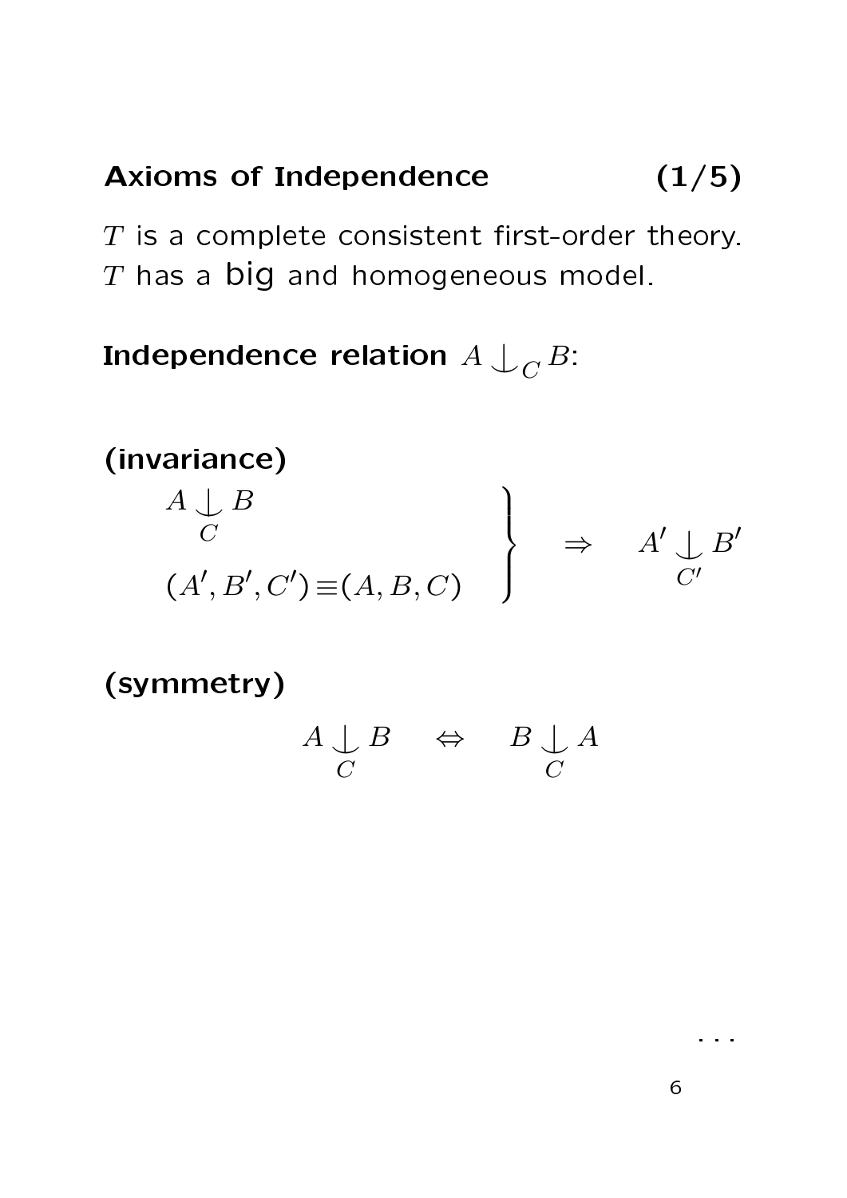## Axioms of Independence (1/5)

$T$ is a complete consistent first-order theory.
$T$ has a big and homogeneous model.

**Independence relation** $A \underset{C}{\downarrow} B$:

**(invariance)**

$$\left.\begin{array}{l} A \underset{C}{\downarrow} B \\ (A', B', C') \equiv (A, B, C) \end{array}\right\} \quad \Rightarrow \quad A' \underset{C'}{\downarrow} B'$$

**(symmetry)**

$$A \underset{C}{\downarrow} B \quad \Leftrightarrow \quad B \underset{C}{\downarrow} A$$

...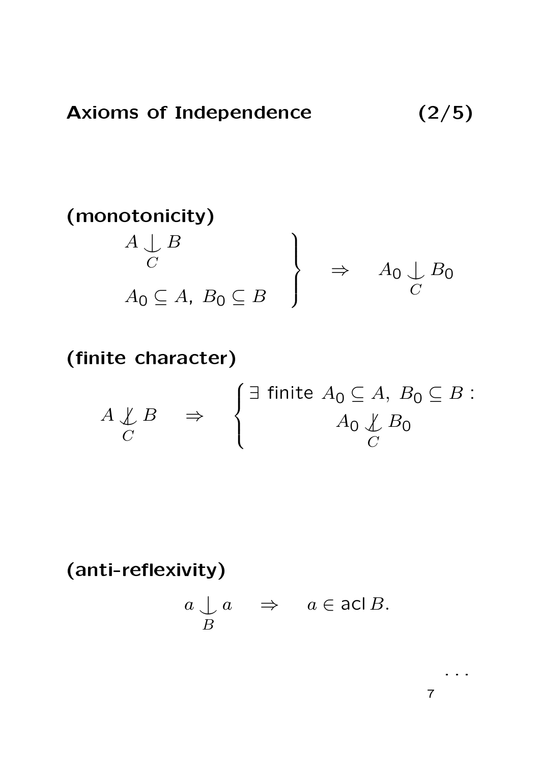## Axioms of Independence (2/5)

**(monotonicity)**

$$\left.\begin{array}{l} A \underset{C}{\downarrow} B \\ A_0 \subseteq A,\ B_0 \subseteq B \end{array}\right\} \quad \Rightarrow \quad A_0 \underset{C}{\downarrow} B_0$$

**(finite character)**

$$A \underset{C}{\not\downarrow} B \quad \Rightarrow \quad \left\{\begin{array}{l} \exists \text{ finite } A_0 \subseteq A,\ B_0 \subseteq B : \\ \qquad A_0 \underset{C}{\not\downarrow} B_0 \end{array}\right.$$

**(anti-reflexivity)**

$$a \underset{B}{\downarrow} a \quad \Rightarrow \quad a \in \operatorname{acl} B.$$

...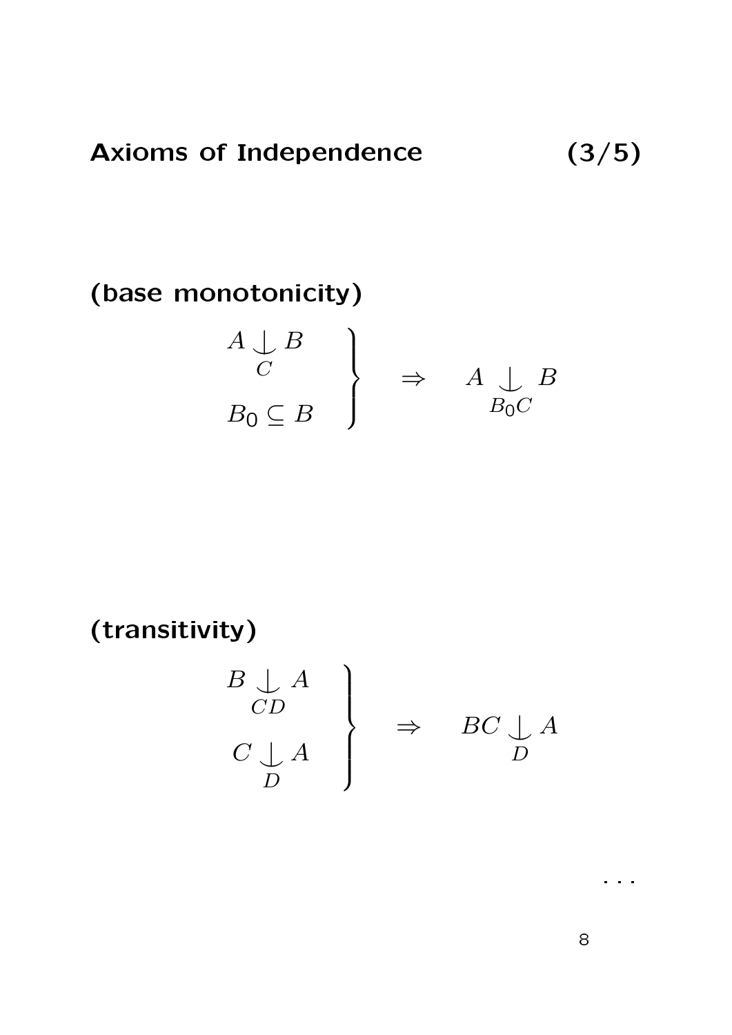## Axioms of Independence (3/5)

**(base monotonicity)**

$$\left.\begin{array}{l} A \underset{C}{\downarrow} B \\[2ex] B_0 \subseteq B \end{array}\right\} \quad \Rightarrow \quad A \underset{B_0 C}{\downarrow} B$$

**(transitivity)**

$$\left.\begin{array}{l} B \underset{CD}{\downarrow} A \\[2ex] C \underset{D}{\downarrow} A \end{array}\right\} \quad \Rightarrow \quad BC \underset{D}{\downarrow} A$$

...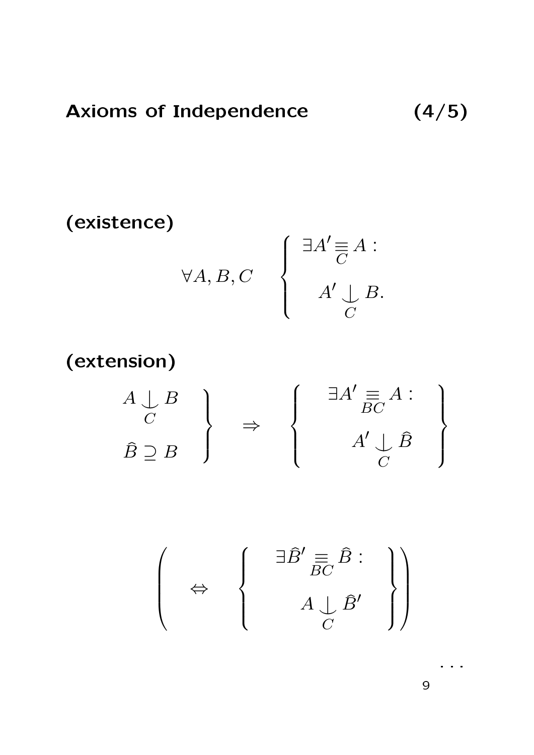# Axioms of Independence (4/5)

**(existence)**

$$\forall A, B, C \quad \left\{ \begin{array}{l} \exists A' \underset{C}{\equiv} A : \\ \\ \quad A' \underset{C}{\downarrow} B. \end{array} \right.$$

**(extension)**

$$\left. \begin{array}{l} A \underset{C}{\downarrow} B \\ \\ \hat{B} \supseteq B \end{array} \right\} \quad \Rightarrow \quad \left\{ \begin{array}{c} \exists A' \underset{BC}{\equiv} A : \\ \\ A' \underset{C}{\downarrow} \hat{B} \end{array} \right\}$$

$$\left( \quad \Leftrightarrow \quad \left\{ \begin{array}{c} \exists \hat{B}' \underset{BC}{\equiv} \hat{B} : \\ \\ A \underset{C}{\downarrow} \hat{B}' \end{array} \right\} \right)$$

...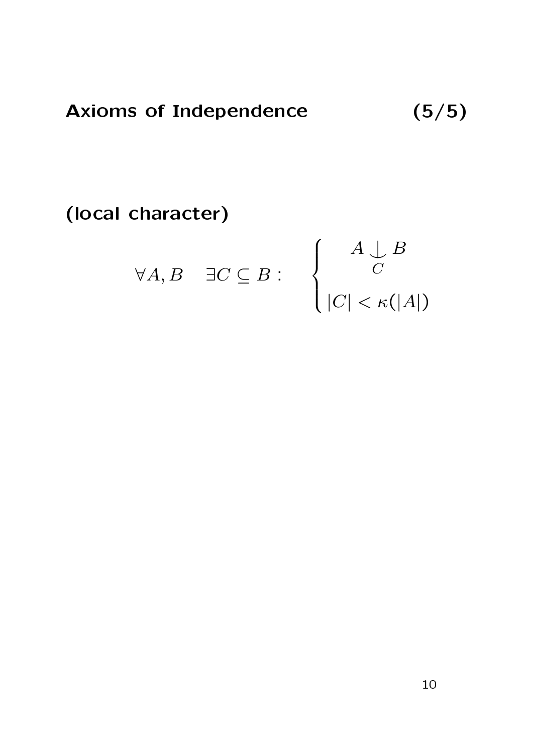## Axioms of Independence (5/5)

**(local character)**

$$\forall A, B \quad \exists C \subseteq B : \quad \begin{cases} A \underset{C}{\downarrow} B \\ |C| < \kappa(|A|) \end{cases}$$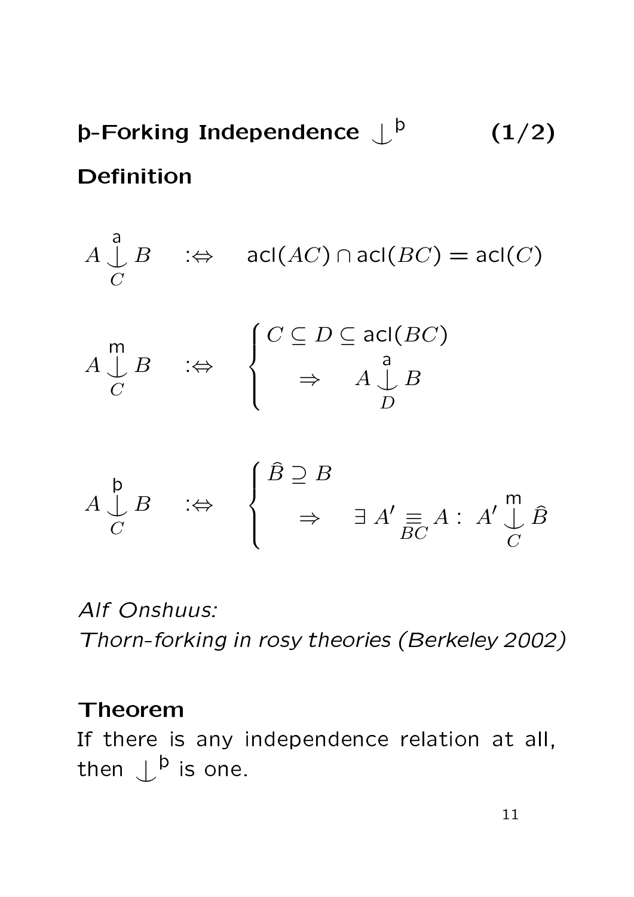## þ-Forking Independence $\mathop{\smile\hskip-0.9em\raise0.4ex\hbox{$|$}}^{\text{þ}}$ (1/2)

### Definition

$$A \mathop{\smile\hskip-0.9em\raise0.4ex\hbox{$|$}}_C^{\mathsf{a}} B \quad :\Leftrightarrow \quad \mathsf{acl}(AC) \cap \mathsf{acl}(BC) = \mathsf{acl}(C)$$

$$A \mathop{\smile\hskip-0.9em\raise0.4ex\hbox{$|$}}_C^{\mathsf{m}} B \quad :\Leftrightarrow \quad \begin{cases} C \subseteq D \subseteq \mathsf{acl}(BC) \\ \quad \Rightarrow \quad A \mathop{\smile\hskip-0.9em\raise0.4ex\hbox{$|$}}_D^{\mathsf{a}} B \end{cases}$$

$$A \mathop{\smile\hskip-0.9em\raise0.4ex\hbox{$|$}}_C^{\text{þ}} B \quad :\Leftrightarrow \quad \begin{cases} \hat{B} \supseteq B \\ \quad \Rightarrow \quad \exists\, A' \equiv_{BC} A : \; A' \mathop{\smile\hskip-0.9em\raise0.4ex\hbox{$|$}}_C^{\mathsf{m}} \hat{B} \end{cases}$$

*Alf Onshuus:*
*Thorn-forking in rosy theories (Berkeley 2002)*

### Theorem

If there is any independence relation at all, then $\mathop{\smile\hskip-0.9em\raise0.4ex\hbox{$|$}}^{\text{þ}}$ is one.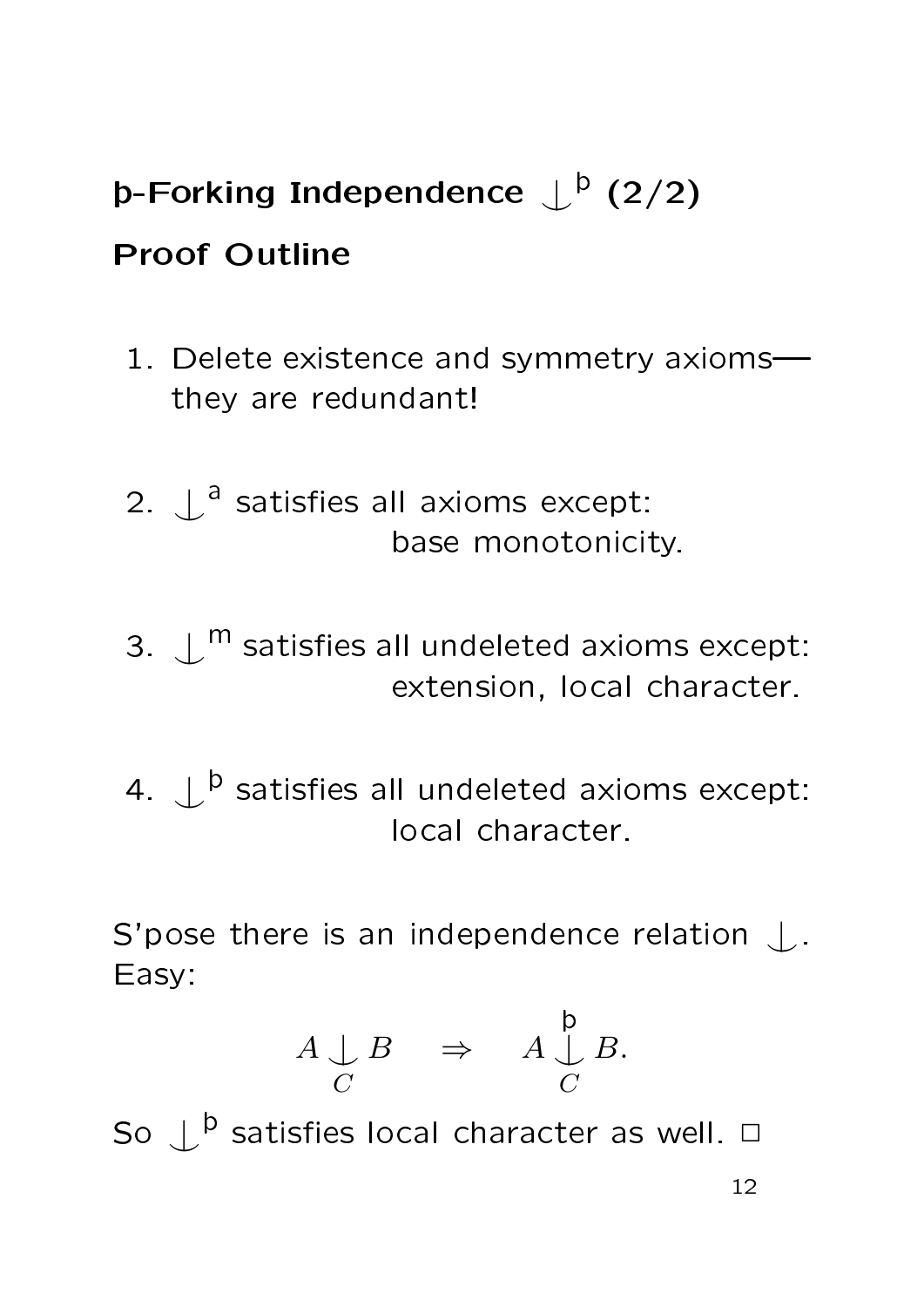# þ-Forking Independence $\mathop{\smile\kern-0.95em\raise0.5ex\hbox{$\mid$}}^{þ}$ (2/2)

## Proof Outline

1. Delete existence and symmetry axioms—they are redundant!

2. $\mathop{\smile\kern-0.95em\raise0.5ex\hbox{$\mid$}}^{a}$ satisfies all axioms except: base monotonicity.

3. $\mathop{\smile\kern-0.95em\raise0.5ex\hbox{$\mid$}}^{m}$ satisfies all undeleted axioms except: extension, local character.

4. $\mathop{\smile\kern-0.95em\raise0.5ex\hbox{$\mid$}}^{þ}$ satisfies all undeleted axioms except: local character.

S'pose there is an independence relation $\mathop{\smile\kern-0.95em\raise0.5ex\hbox{$\mid$}}$. Easy:

$$A \mathop{\smile\kern-0.95em\raise0.5ex\hbox{$\mid$}}_{C} B \quad \Rightarrow \quad A \mathop{\smile\kern-0.95em\raise0.5ex\hbox{$\mid$}}_{C}^{þ} B.$$

So $\mathop{\smile\kern-0.95em\raise0.5ex\hbox{$\mid$}}^{þ}$ satisfies local character as well. □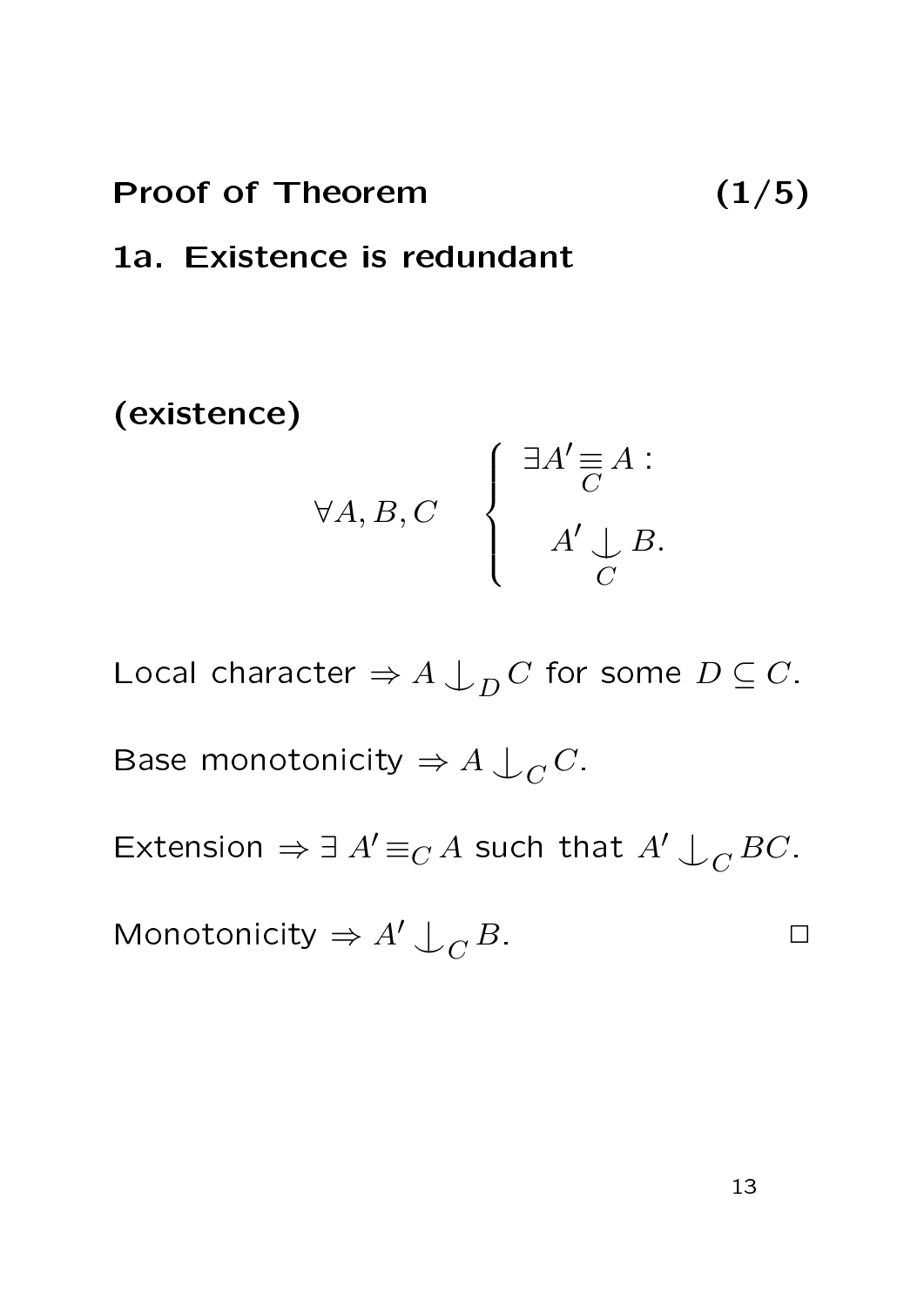**Proof of Theorem (1/5)**

**1a. Existence is redundant**

**(existence)**

$$\forall A, B, C \quad \begin{cases} \exists A' \underset{C}{\equiv} A : \\ \\ \quad A' \underset{C}{\downarrow} B. \end{cases}$$

Local character $\Rightarrow A \downarrow_D C$ for some $D \subseteq C$.

Base monotonicity $\Rightarrow A \downarrow_C C$.

Extension $\Rightarrow \exists\ A' \equiv_C A$ such that $A' \downarrow_C BC$.

Monotonicity $\Rightarrow A' \downarrow_C B$. □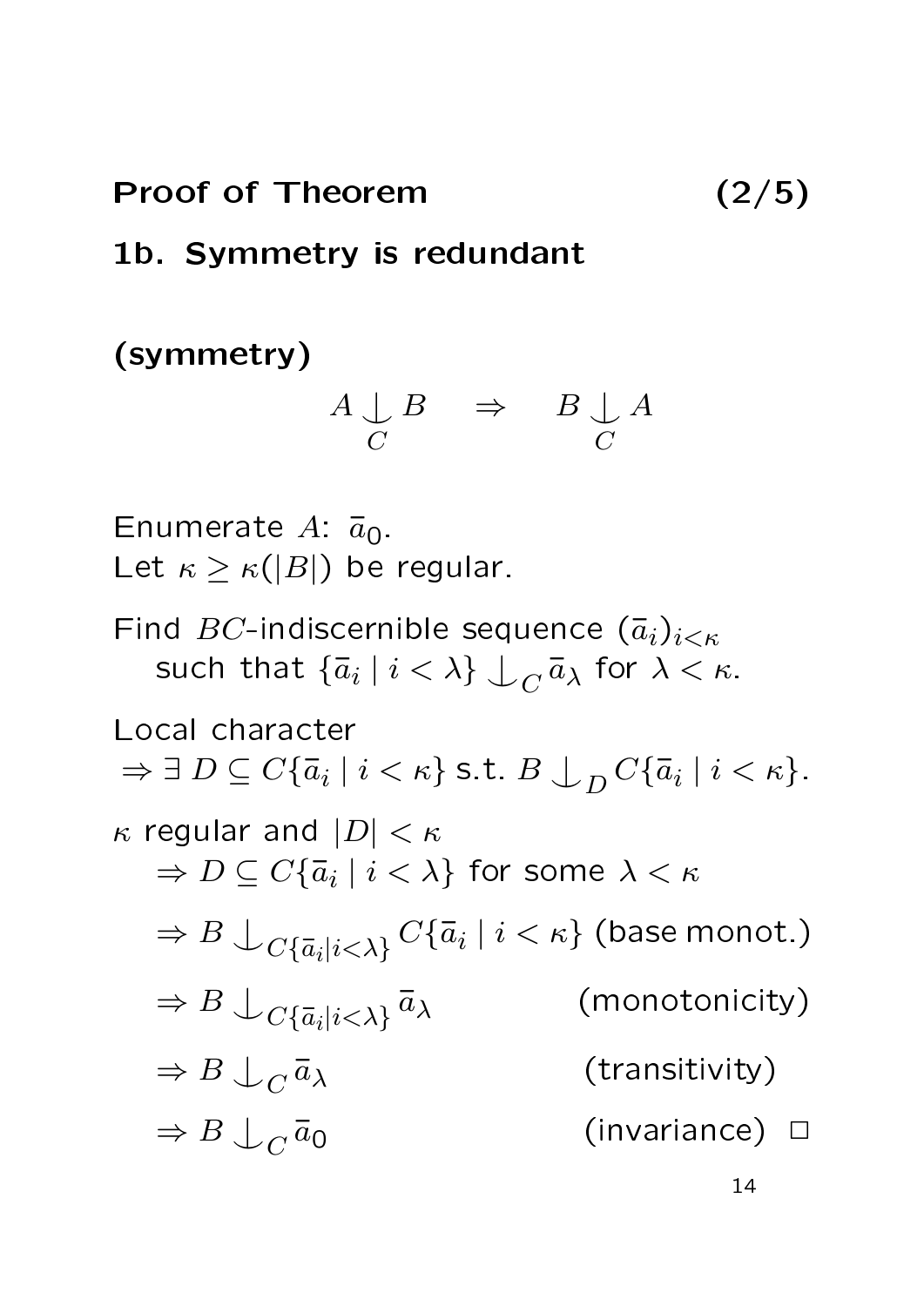## Proof of Theorem (2/5)

### 1b. Symmetry is redundant

**(symmetry)**

$$A \underset{C}{\downarrow} B \quad \Rightarrow \quad B \underset{C}{\downarrow} A$$

Enumerate $A$: $\bar{a}_0$.
Let $\kappa \geq \kappa(|B|)$ be regular.

Find $BC$-indiscernible sequence $(\bar{a}_i)_{i<\kappa}$
such that $\{\bar{a}_i \mid i < \lambda\} \downarrow_C \bar{a}_\lambda$ for $\lambda < \kappa$.

Local character
$\Rightarrow \exists\, D \subseteq C\{\bar{a}_i \mid i < \kappa\}$ s.t. $B \downarrow_D C\{\bar{a}_i \mid i < \kappa\}$.

$\kappa$ regular and $|D| < \kappa$
$\Rightarrow D \subseteq C\{\bar{a}_i \mid i < \lambda\}$ for some $\lambda < \kappa$

$\Rightarrow B \downarrow_{C\{\bar{a}_i|i<\lambda\}} C\{\bar{a}_i \mid i < \kappa\}$ (base monot.)

$\Rightarrow B \downarrow_{C\{\bar{a}_i|i<\lambda\}} \bar{a}_\lambda$ (monotonicity)

$\Rightarrow B \downarrow_C \bar{a}_\lambda$ (transitivity)

$\Rightarrow B \downarrow_C \bar{a}_0$ (invariance) □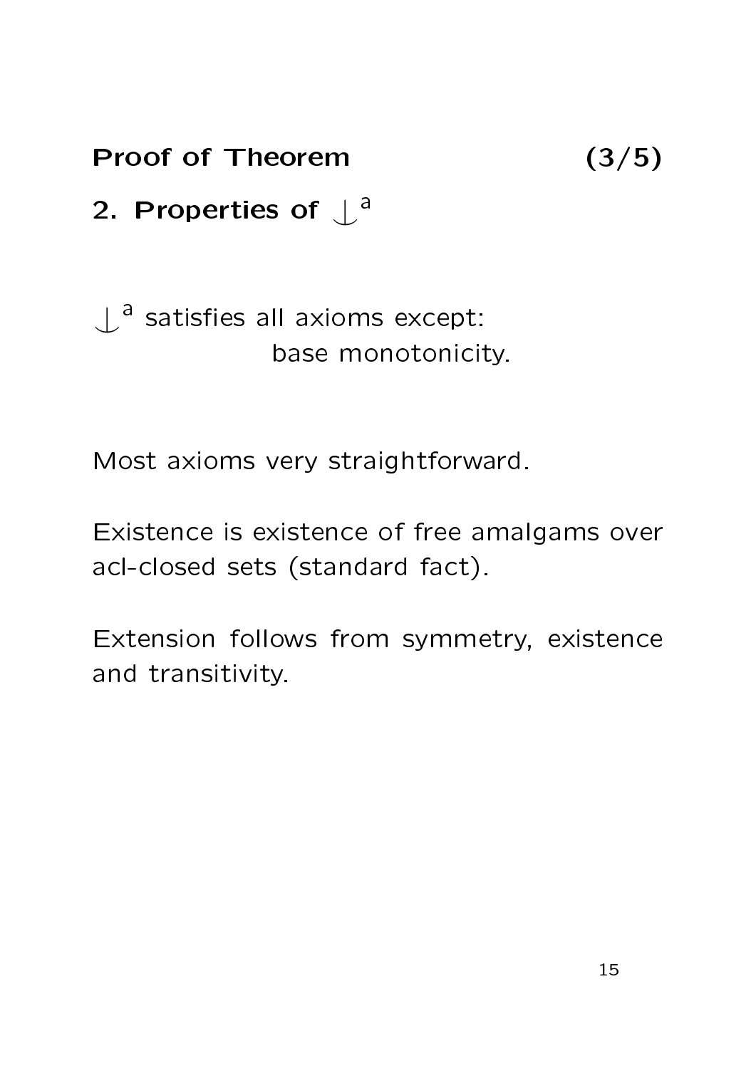## Proof of Theorem (3/5)

### 2. Properties of $\mathop{\smile\!\!\!\!\!\!\;\mid}^{a}$

$\mathop{\smile\!\!\!\!\!\!\;\mid}^{a}$ satisfies all axioms except: base monotonicity.

Most axioms very straightforward.

Existence is existence of free amalgams over acl-closed sets (standard fact).

Extension follows from symmetry, existence and transitivity.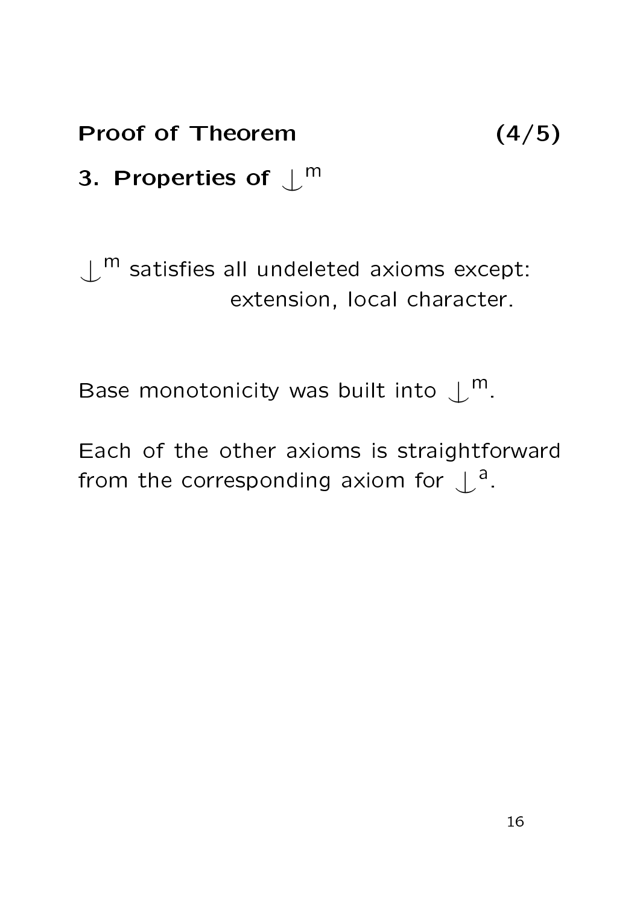**Proof of Theorem (4/5)**

**3. Properties of $\mathop{\smile}\limits^{\mid}{}^{m}$**

$\mathop{\smile}\limits^{\mid}{}^{m}$ satisfies all undeleted axioms except: extension, local character.

Base monotonicity was built into $\mathop{\smile}\limits^{\mid}{}^{m}$.

Each of the other axioms is straightforward from the corresponding axiom for $\mathop{\smile}\limits^{\mid}{}^{a}$.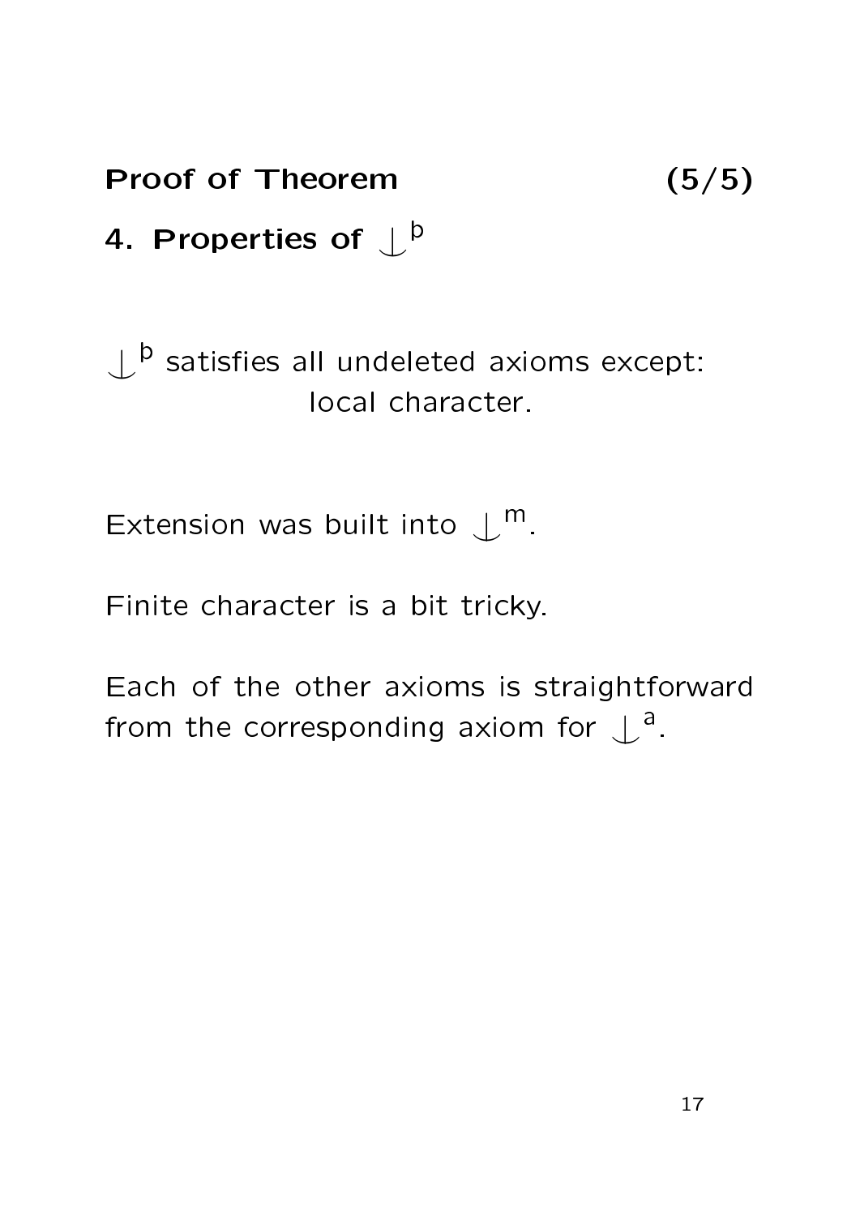**Proof of Theorem (5/5)**

**4. Properties of $\mathop{\smile\!\!\!\!\!\!\,|}^{b}$**

$\mathop{\smile\!\!\!\!\!\!\,|}^{b}$ satisfies all undeleted axioms except: local character.

Extension was built into $\mathop{\smile\!\!\!\!\!\!\,|}^{m}$.

Finite character is a bit tricky.

Each of the other axioms is straightforward from the corresponding axiom for $\mathop{\smile\!\!\!\!\!\!\,|}^{a}$.